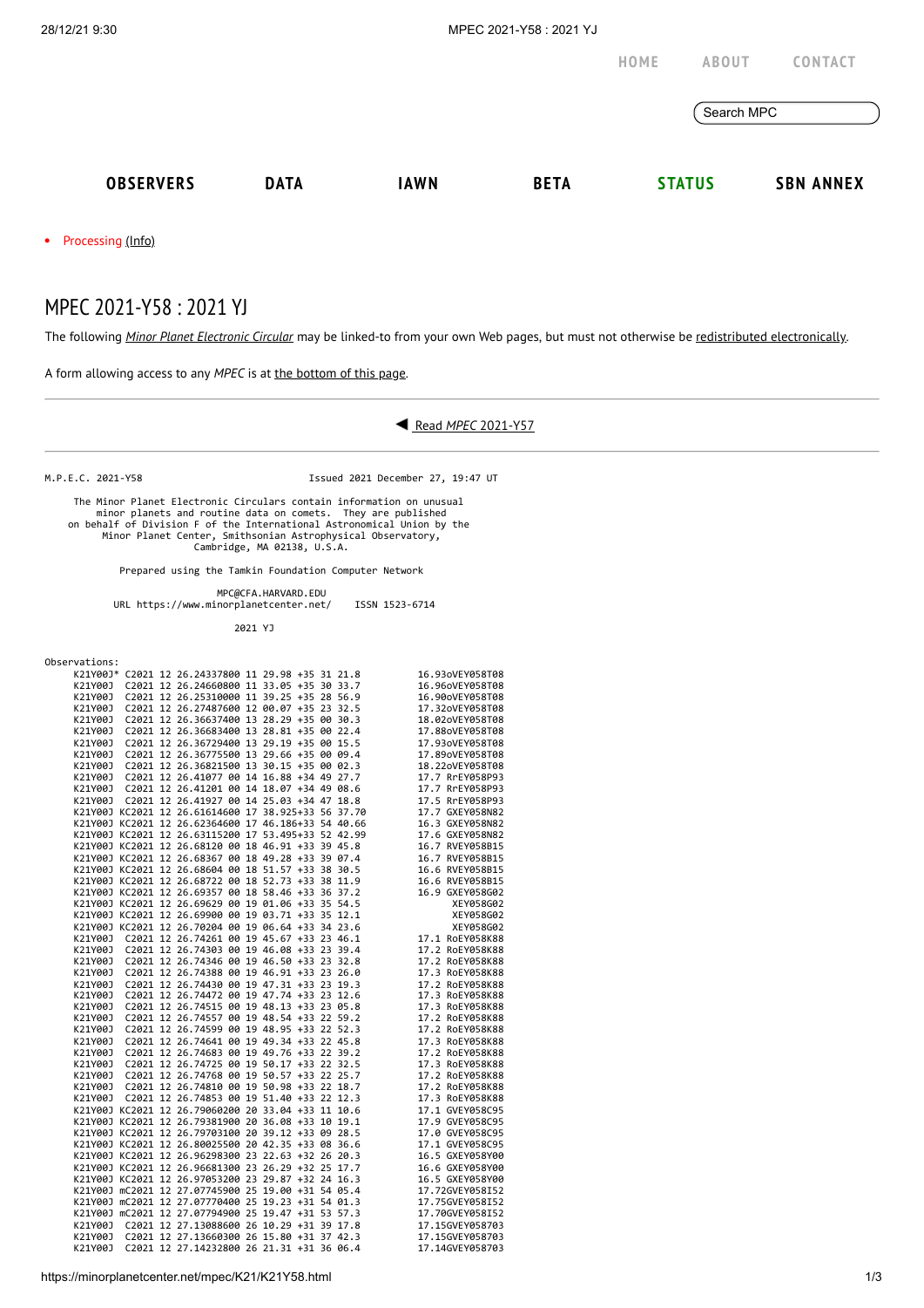HOME ABOUT CONTACT

Search MPC

OBSERVERS DATA IAWN BETA STATUS SBN ANNEX

- Processing (Info)

# MPEC 2021-Y58 : 2021 YJ

The following *Minor Planet Electronic Circular* may be linked-to from your own Web pages, but must not otherwise be redistributed electronically.

A form allowing access to any *MPEC* is at the bottom of this page.

◀ Read *MPEC* 2021-Y57

```
M.P.E.C. 2021-Y58                                Issued 2021 December 27, 19:47 UT

     The Minor Planet Electronic Circulars contain information on unusual
         minor planets and routine data on comets.  They are published
    on behalf of Division F of the International Astronomical Union by the
          Minor Planet Center, Smithsonian Astrophysical Observatory,
                          Cambridge, MA 02138, U.S.A.

                    Prepared using the Tamkin Foundation Computer Network

                                  MPC@CFA.HARVARD.EDU
            URL https://www.minorplanetcenter.net/     ISSN 1523-6714

                                     2021 YJ

Observations:
     K21Y00J* C2021 12 26.24337800 11 29.98 +35 31 21.8          16.93oVEY058T08
     K21Y00J  C2021 12 26.24660800 11 33.05 +35 30 33.7          16.96oVEY058T08
     K21Y00J  C2021 12 26.25310000 11 39.25 +35 28 56.9          16.90oVEY058T08
     K21Y00J  C2021 12 26.27487600 12 00.07 +35 23 32.5          17.32oVEY058T08
     K21Y00J  C2021 12 26.36637400 13 28.29 +35 00 30.3          18.02oVEY058T08
     K21Y00J  C2021 12 26.36683400 13 28.81 +35 00 22.4          17.88oVEY058T08
     K21Y00J  C2021 12 26.36729400 13 29.19 +35 00 15.5          17.93oVEY058T08
     K21Y00J  C2021 12 26.36775500 13 29.66 +35 00 09.4          17.89oVEY058T08
     K21Y00J  C2021 12 26.36821500 13 30.15 +35 00 02.3          18.22oVEY058T08
     K21Y00J  C2021 12 26.41077 00 14 16.88 +34 49 27.7          17.7 RrEY058P93
     K21Y00J  C2021 12 26.41201 00 14 18.07 +34 49 08.6          17.7 RrEY058P93
     K21Y00J  C2021 12 26.41927 00 14 25.03 +34 47 18.8          17.5 RrEY058P93
     K21Y00J KC2021 12 26.61614600 17 38.925+33 56 37.70         17.7 GXEY058N82
     K21Y00J KC2021 12 26.62364600 17 46.186+33 54 40.66         16.3 GXEY058N82
     K21Y00J KC2021 12 26.63115200 17 53.495+33 52 42.99         17.6 GXEY058N82
     K21Y00J KC2021 12 26.68120 00 18 46.91 +33 39 45.8          16.7 RVEY058B15
     K21Y00J KC2021 12 26.68367 00 18 49.28 +33 39 07.4          16.7 RVEY058B15
     K21Y00J KC2021 12 26.68604 00 18 51.57 +33 38 30.5          16.6 RVEY058B15
     K21Y00J KC2021 12 26.68722 00 18 52.73 +33 38 11.9          16.6 RVEY058B15
     K21Y00J KC2021 12 26.69357 00 18 58.46 +33 36 37.2          16.9 GXEY058G02
     K21Y00J KC2021 12 26.69629 00 19 01.06 +33 35 54.5               XEY058G02
     K21Y00J KC2021 12 26.69900 00 19 03.71 +33 35 12.1               XEY058G02
     K21Y00J KC2021 12 26.70204 00 19 06.64 +33 34 23.6               XEY058G02
     K21Y00J  C2021 12 26.74261 00 19 45.67 +33 23 46.1          17.1 RoEY058K88
     K21Y00J  C2021 12 26.74303 00 19 46.08 +33 23 39.4          17.2 RoEY058K88
     K21Y00J  C2021 12 26.74346 00 19 46.50 +33 23 32.8          17.2 RoEY058K88
     K21Y00J  C2021 12 26.74388 00 19 46.91 +33 23 26.0          17.3 RoEY058K88
     K21Y00J  C2021 12 26.74430 00 19 47.31 +33 23 19.3          17.2 RoEY058K88
     K21Y00J  C2021 12 26.74472 00 19 47.74 +33 23 12.6          17.3 RoEY058K88
     K21Y00J  C2021 12 26.74515 00 19 48.13 +33 23 05.8          17.3 RoEY058K88
     K21Y00J  C2021 12 26.74557 00 19 48.54 +33 22 59.2          17.2 RoEY058K88
     K21Y00J  C2021 12 26.74599 00 19 48.95 +33 22 52.3          17.2 RoEY058K88
     K21Y00J  C2021 12 26.74641 00 19 49.34 +33 22 45.8          17.3 RoEY058K88
     K21Y00J  C2021 12 26.74683 00 19 49.76 +33 22 39.2          17.2 RoEY058K88
     K21Y00J  C2021 12 26.74725 00 19 50.17 +33 22 32.5          17.3 RoEY058K88
     K21Y00J  C2021 12 26.74768 00 19 50.57 +33 22 25.7          17.2 RoEY058K88
     K21Y00J  C2021 12 26.74810 00 19 50.98 +33 22 18.7          17.2 RoEY058K88
     K21Y00J  C2021 12 26.74853 00 19 51.40 +33 22 12.3          17.3 RoEY058K88
     K21Y00J KC2021 12 26.79060200 20 33.04 +33 11 10.6          17.1 GVEY058C95
     K21Y00J KC2021 12 26.79381900 20 36.08 +33 10 19.1          17.9 GVEY058C95
     K21Y00J KC2021 12 26.79703100 20 39.12 +33 09 28.5          17.0 GVEY058C95
     K21Y00J KC2021 12 26.80025500 20 42.35 +33 08 36.6          17.1 GVEY058C95
     K21Y00J KC2021 12 26.96298300 23 22.63 +32 26 20.3          16.5 GXEY058Y00
     K21Y00J KC2021 12 26.96681300 23 26.29 +32 25 17.7          16.6 GXEY058Y00
     K21Y00J KC2021 12 26.97053200 23 29.87 +32 24 16.3          16.5 GXEY058Y00
     K21Y00J mC2021 12 27.07745900 25 19.00 +31 54 05.4          17.72GVEY058I52
     K21Y00J mC2021 12 27.07770400 25 19.23 +31 54 01.3          17.75GVEY058I52
     K21Y00J mC2021 12 27.07794900 25 19.47 +31 53 57.3          17.70GVEY058I52
     K21Y00J  C2021 12 27.13088600 26 10.29 +31 39 17.8          17.15GVEY058703
     K21Y00J  C2021 12 27.13660300 26 15.80 +31 37 42.3          17.15GVEY058703
     K21Y00J  C2021 12 27.14232800 26 21.31 +31 36 06.4          17.14GVEY058703
```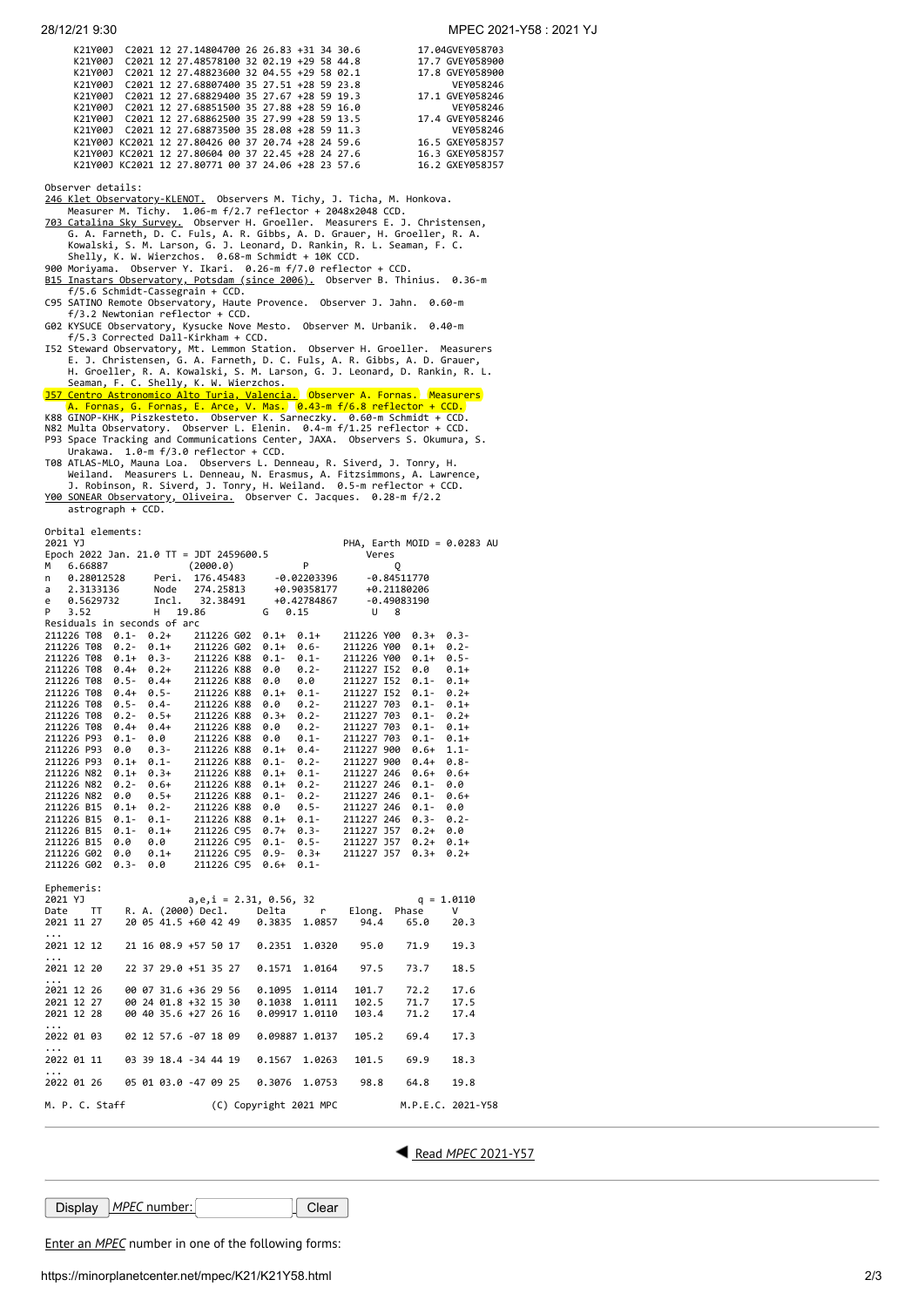```
     K21Y00J  C2021 12 27.14804700 26 26.83 +31 34 30.6          17.04GVEY058703
     K21Y00J  C2021 12 27.48578100 32 02.19 +29 58 44.8          17.7 GVEY058900
     K21Y00J  C2021 12 27.48823600 32 04.55 +29 58 02.1          17.8 GVEY058900
     K21Y00J  C2021 12 27.68807400 35 27.51 +28 59 23.8               VEY058246
     K21Y00J  C2021 12 27.68829400 35 27.67 +28 59 19.3          17.1 GVEY058246
     K21Y00J  C2021 12 27.68851500 35 27.88 +28 59 16.0               VEY058246
     K21Y00J  C2021 12 27.68862500 35 27.99 +28 59 13.5          17.4 GVEY058246
     K21Y00J  C2021 12 27.68873500 35 28.08 +28 59 11.3               VEY058246
     K21Y00J KC2021 12 27.80426 00 37 20.74 +28 24 59.6          16.5 GXEY058J57
     K21Y00J KC2021 12 27.80604 00 37 22.45 +28 24 27.6          16.3 GXEY058J57
     K21Y00J KC2021 12 27.80771 00 37 24.06 +28 23 57.6          16.2 GXEY058J57
```

Observer details:

```
246 Klet Observatory-KLENOT.  Observers M. Tichy, J. Ticha, M. Honkova.
    Measurer M. Tichy.  1.06-m f/2.7 reflector + 2048x2048 CCD.
703 Catalina Sky Survey.  Observer H. Groeller.  Measurers E. J. Christensen,
    G. A. Farneth, D. C. Fuls, A. R. Gibbs, A. D. Grauer, H. Groeller, R. A.
    Kowalski, S. M. Larson, G. J. Leonard, D. Rankin, R. L. Seaman, F. C.
    Shelly, K. W. Wierzchos.  0.68-m Schmidt + 10K CCD.
900 Moriyama.  Observer Y. Ikari.  0.26-m f/7.0 reflector + CCD.
B15 Inastars Observatory, Potsdam (since 2006).  Observer B. Thinius.  0.36-m
    f/5.6 Schmidt-Cassegrain + CCD.
C95 SATINO Remote Observatory, Haute Provence.  Observer J. Jahn.  0.60-m
    f/3.2 Newtonian reflector + CCD.
G02 KYSUCE Observatory, Kysucke Nove Mesto.  Observer M. Urbanik.  0.40-m
    f/5.3 Corrected Dall-Kirkham + CCD.
I52 Steward Observatory, Mt. Lemmon Station.  Observer H. Groeller.  Measurers
    E. J. Christensen, G. A. Farneth, D. C. Fuls, A. R. Gibbs, A. D. Grauer,
    H. Groeller, R. A. Kowalski, S. M. Larson, G. J. Leonard, D. Rankin, R. L.
    Seaman, F. C. Shelly, K. W. Wierzchos.
J57 Centro Astronomico Alto Turia, Valencia.  Observer A. Fornas.  Measurers
    A. Fornas, G. Fornas, E. Arce, V. Mas.  0.43-m f/6.8 reflector + CCD.
K88 GINOP-KHK, Piszkesteto.  Observer K. Sarneczky.  0.60-m Schmidt + CCD.
N82 Multa Observatory.  Observer L. Elenin.  0.4-m f/1.25 reflector + CCD.
P93 Space Tracking and Communications Center, JAXA.  Observers S. Okumura, S.
    Urakawa.  1.0-m f/3.0 reflector + CCD.
T08 ATLAS-MLO, Mauna Loa.  Observers L. Denneau, R. Siverd, J. Tonry, H.
    Weiland.  Measurers L. Denneau, N. Erasmus, A. Fitzsimmons, A. Lawrence,
    J. Robinson, R. Siverd, J. Tonry, H. Weiland.  0.5-m reflector + CCD.
Y00 SONEAR Observatory, Oliveira.  Observer C. Jacques.  0.28-m f/2.2
    astrograph + CCD.
```

Orbital elements:

```
2021 YJ                                                 PHA, Earth MOID = 0.0283 AU
Epoch 2022 Jan. 21.0 TT = JDT 2459600.5                 Veres
M   6.66887              (2000.0)            P               Q
n   0.28012528     Peri.  176.45483      -0.02203396     -0.84511770
a   2.3133136      Node   274.25813      +0.90358177     +0.21180206
e   0.5629732      Incl.   32.38491      +0.42784867     -0.49083190
P   3.52           H  19.86          G   0.15           U   8
Residuals in seconds of arc
211226 T08  0.1-  0.2+    211226 G02  0.1+  0.1+    211226 Y00  0.3+  0.3-
211226 T08  0.2-  0.1+    211226 G02  0.1+  0.6-    211226 Y00  0.1+  0.2-
211226 T08  0.1+  0.3-    211226 K88  0.1-  0.1-    211226 Y00  0.1+  0.5-
211226 T08  0.4+  0.2+    211226 K88  0.0   0.2-    211227 I52  0.0   0.1+
211226 T08  0.5-  0.4+    211226 K88  0.0   0.0     211227 I52  0.1-  0.1+
211226 T08  0.4+  0.5-    211226 K88  0.1+  0.1-    211227 I52  0.1-  0.2+
211226 T08  0.5-  0.4-    211226 K88  0.0   0.2-    211227 703  0.1-  0.1+
211226 T08  0.2-  0.5+    211226 K88  0.3+  0.2-    211227 703  0.1-  0.2+
211226 T08  0.4+  0.4+    211226 K88  0.0   0.2-    211227 703  0.1-  0.1+
211226 P93  0.1-  0.0     211226 K88  0.0   0.1-    211227 703  0.1-  0.1+
211226 P93  0.0   0.3-    211226 K88  0.1+  0.4-    211227 900  0.6+  1.1-
211226 P93  0.1+  0.1-    211226 K88  0.1-  0.2-    211227 900  0.4+  0.8-
211226 N82  0.1+  0.3+    211226 K88  0.1+  0.1-    211227 246  0.6+  0.6+
211226 N82  0.2-  0.6+    211226 K88  0.1+  0.2-    211227 246  0.1-  0.0
211226 N82  0.0   0.5+    211226 K88  0.1-  0.2-    211227 246  0.1-  0.6+
211226 B15  0.1+  0.2-    211226 K88  0.0   0.5-    211227 246  0.1-  0.0
211226 B15  0.1-  0.1-    211226 K88  0.1+  0.1-    211227 246  0.3-  0.2-
211226 B15  0.1-  0.1+    211226 C95  0.7+  0.3-    211227 J57  0.2+  0.0
211226 B15  0.0   0.0     211226 C95  0.1-  0.5-    211227 J57  0.2+  0.1+
211226 G02  0.0   0.1+    211226 C95  0.9-  0.3+    211227 J57  0.3+  0.2+
211226 G02  0.3-  0.0     211226 C95  0.6+  0.1-
```

Ephemeris:

```
2021 YJ                   a,e,i = 2.31, 0.56, 32                    q = 1.0110
Date    TT     R. A. (2000) Decl.     Delta      r     Elong.  Phase     V
2021 11 27     20 05 41.5 +60 42 49   0.3835  1.0857    94.4    65.0    20.3
...
2021 12 12     21 16 08.9 +57 50 17   0.2351  1.0320    95.0    71.9    19.3
...
2021 12 20     22 37 29.0 +51 35 27   0.1571  1.0164    97.5    73.7    18.5
...
2021 12 26     00 07 31.6 +36 29 56   0.1095  1.0114   101.7    72.2    17.6
2021 12 27     00 24 01.8 +32 15 30   0.1038  1.0111   102.5    71.7    17.5
2021 12 28     00 40 35.6 +27 26 16   0.09917 1.0110   103.4    71.2    17.4
...
2022 01 03     02 12 57.6 -07 18 09   0.09887 1.0137   105.2    69.4    17.3
...
2022 01 11     03 39 18.4 -34 44 19   0.1567  1.0263   101.5    69.9    18.3
...
2022 01 26     05 01 03.0 -47 09 25   0.3076  1.0753    98.8    64.8    19.8

M. P. C. Staff              (C) Copyright 2021 MPC          M.P.E.C. 2021-Y58
```

Read *MPEC* 2021-Y57

Display *MPEC* number: Clear

Enter an *MPEC* number in one of the following forms: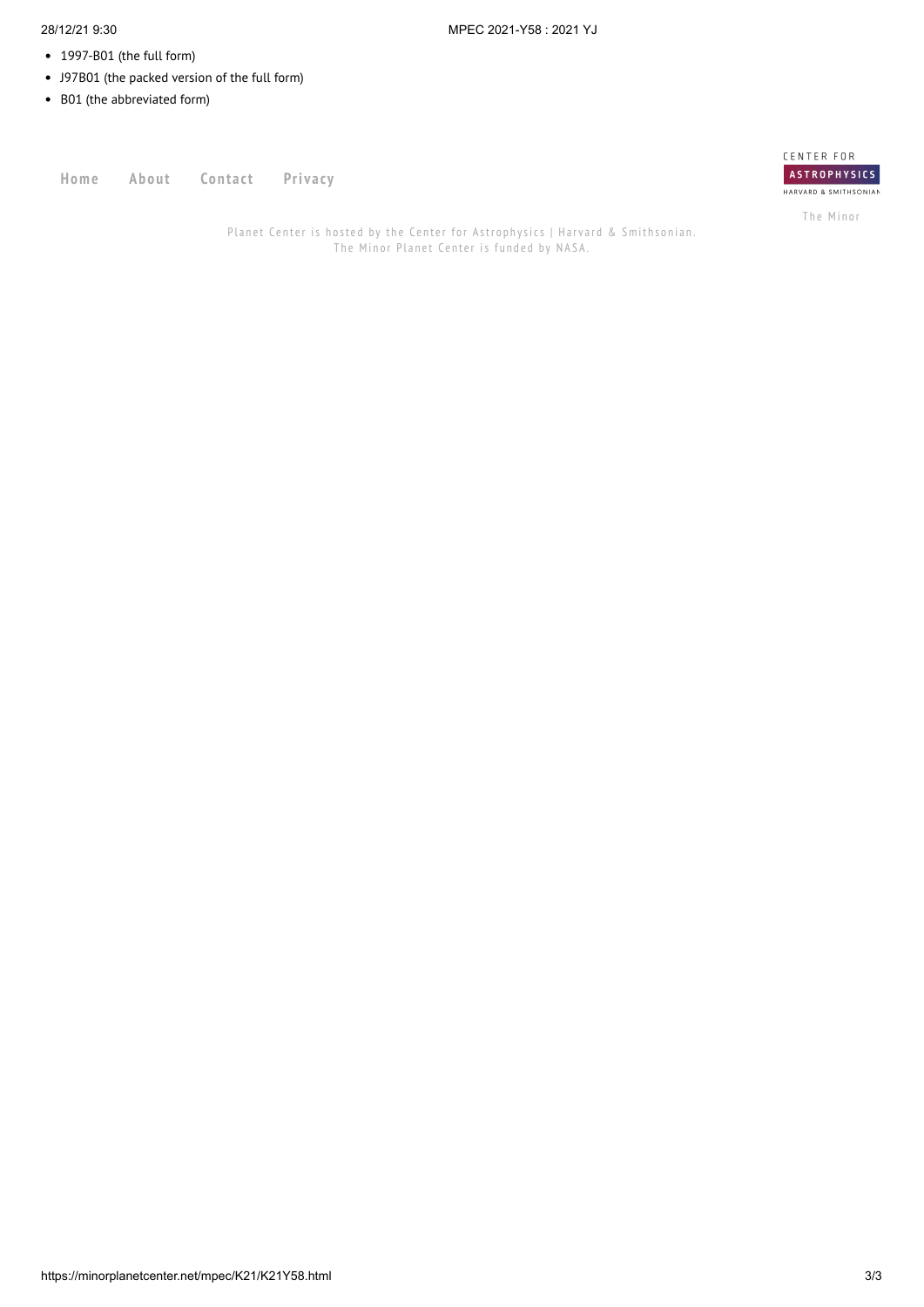- 1997-B01 (the full form)
- J97B01 (the packed version of the full form)
- B01 (the abbreviated form)

**Home** **About** **Contact** **Privacy**

CENTER FOR ASTROPHYSICS HARVARD & SMITHSONIAN

The Minor Planet Center is hosted by the Center for Astrophysics | Harvard & Smithsonian.
The Minor Planet Center is funded by NASA.